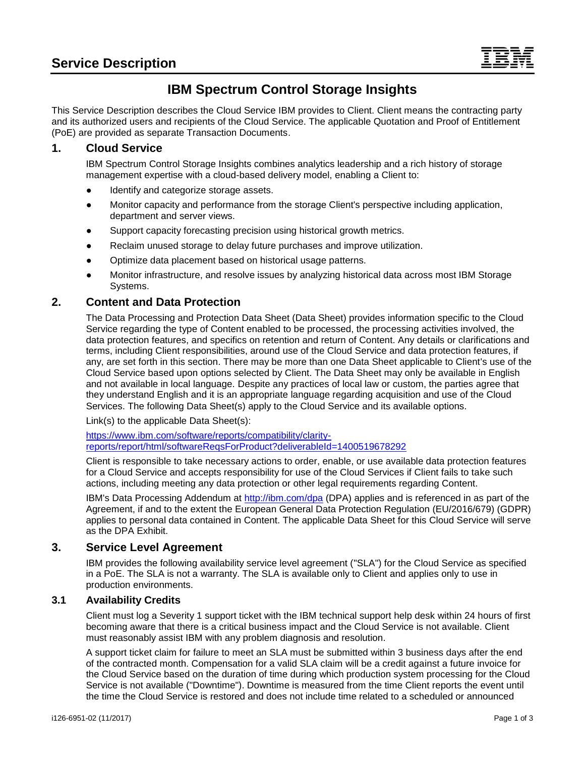# Service Description

## IBM Spectrum Control Storage Insights

This Service Description describes the Cloud Service IBM provides to Client. Client means the contracting party and its authorized users and recipients of the Cloud Service. The applicable Quotation and Proof of Entitlement (PoE) are provided as separate Transaction Documents.

### 1. Cloud Service

IBM Spectrum Control Storage Insights combines analytics leadership and a rich history of storage management expertise with a cloud-based delivery model, enabling a Client to:

- Identify and categorize storage assets.
- Monitor capacity and performance from the storage Client's perspective including application, department and server views.
- Support capacity forecasting precision using historical growth metrics.
- Reclaim unused storage to delay future purchases and improve utilization.
- Optimize data placement based on historical usage patterns.
- Monitor infrastructure, and resolve issues by analyzing historical data across most IBM Storage Systems.

### 2. Content and Data Protection

The Data Processing and Protection Data Sheet (Data Sheet) provides information specific to the Cloud Service regarding the type of Content enabled to be processed, the processing activities involved, the data protection features, and specifics on retention and return of Content. Any details or clarifications and terms, including Client responsibilities, around use of the Cloud Service and data protection features, if any, are set forth in this section. There may be more than one Data Sheet applicable to Client's use of the Cloud Service based upon options selected by Client. The Data Sheet may only be available in English and not available in local language. Despite any practices of local law or custom, the parties agree that they understand English and it is an appropriate language regarding acquisition and use of the Cloud Services. The following Data Sheet(s) apply to the Cloud Service and its available options.

Link(s) to the applicable Data Sheet(s):

https://www.ibm.com/software/reports/compatibility/clarity-reports/report/html/softwareReqsForProduct?deliverableId=1400519678292

Client is responsible to take necessary actions to order, enable, or use available data protection features for a Cloud Service and accepts responsibility for use of the Cloud Services if Client fails to take such actions, including meeting any data protection or other legal requirements regarding Content.

IBM's Data Processing Addendum at http://ibm.com/dpa (DPA) applies and is referenced in as part of the Agreement, if and to the extent the European General Data Protection Regulation (EU/2016/679) (GDPR) applies to personal data contained in Content. The applicable Data Sheet for this Cloud Service will serve as the DPA Exhibit.

### 3. Service Level Agreement

IBM provides the following availability service level agreement ("SLA") for the Cloud Service as specified in a PoE. The SLA is not a warranty. The SLA is available only to Client and applies only to use in production environments.

#### 3.1 Availability Credits

Client must log a Severity 1 support ticket with the IBM technical support help desk within 24 hours of first becoming aware that there is a critical business impact and the Cloud Service is not available. Client must reasonably assist IBM with any problem diagnosis and resolution.

A support ticket claim for failure to meet an SLA must be submitted within 3 business days after the end of the contracted month. Compensation for a valid SLA claim will be a credit against a future invoice for the Cloud Service based on the duration of time during which production system processing for the Cloud Service is not available ("Downtime"). Downtime is measured from the time Client reports the event until the time the Cloud Service is restored and does not include time related to a scheduled or announced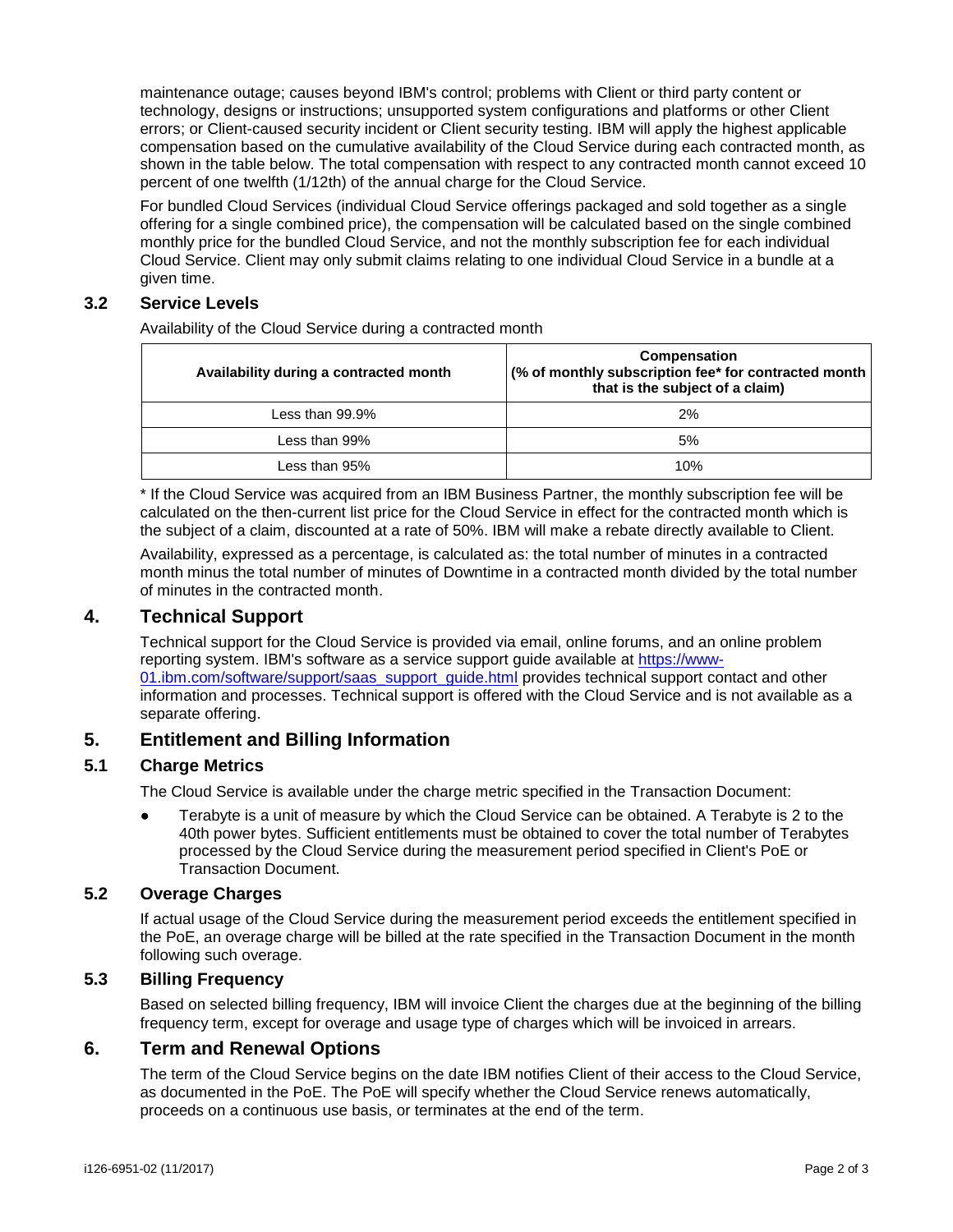maintenance outage; causes beyond IBM's control; problems with Client or third party content or technology, designs or instructions; unsupported system configurations and platforms or other Client errors; or Client-caused security incident or Client security testing. IBM will apply the highest applicable compensation based on the cumulative availability of the Cloud Service during each contracted month, as shown in the table below. The total compensation with respect to any contracted month cannot exceed 10 percent of one twelfth (1/12th) of the annual charge for the Cloud Service.

For bundled Cloud Services (individual Cloud Service offerings packaged and sold together as a single offering for a single combined price), the compensation will be calculated based on the single combined monthly price for the bundled Cloud Service, and not the monthly subscription fee for each individual Cloud Service. Client may only submit claims relating to one individual Cloud Service in a bundle at a given time.

### 3.2 Service Levels

Availability of the Cloud Service during a contracted month

| Availability during a contracted month | Compensation (% of monthly subscription fee* for contracted month that is the subject of a claim) |
|---|---|
| Less than 99.9% | 2% |
| Less than 99% | 5% |
| Less than 95% | 10% |

* If the Cloud Service was acquired from an IBM Business Partner, the monthly subscription fee will be calculated on the then-current list price for the Cloud Service in effect for the contracted month which is the subject of a claim, discounted at a rate of 50%. IBM will make a rebate directly available to Client.

Availability, expressed as a percentage, is calculated as: the total number of minutes in a contracted month minus the total number of minutes of Downtime in a contracted month divided by the total number of minutes in the contracted month.

## 4. Technical Support

Technical support for the Cloud Service is provided via email, online forums, and an online problem reporting system. IBM's software as a service support guide available at https://www-01.ibm.com/software/support/saas_support_guide.html provides technical support contact and other information and processes. Technical support is offered with the Cloud Service and is not available as a separate offering.

## 5. Entitlement and Billing Information

### 5.1 Charge Metrics

The Cloud Service is available under the charge metric specified in the Transaction Document:

- Terabyte is a unit of measure by which the Cloud Service can be obtained. A Terabyte is 2 to the 40th power bytes. Sufficient entitlements must be obtained to cover the total number of Terabytes processed by the Cloud Service during the measurement period specified in Client's PoE or Transaction Document.

### 5.2 Overage Charges

If actual usage of the Cloud Service during the measurement period exceeds the entitlement specified in the PoE, an overage charge will be billed at the rate specified in the Transaction Document in the month following such overage.

### 5.3 Billing Frequency

Based on selected billing frequency, IBM will invoice Client the charges due at the beginning of the billing frequency term, except for overage and usage type of charges which will be invoiced in arrears.

## 6. Term and Renewal Options

The term of the Cloud Service begins on the date IBM notifies Client of their access to the Cloud Service, as documented in the PoE. The PoE will specify whether the Cloud Service renews automatically, proceeds on a continuous use basis, or terminates at the end of the term.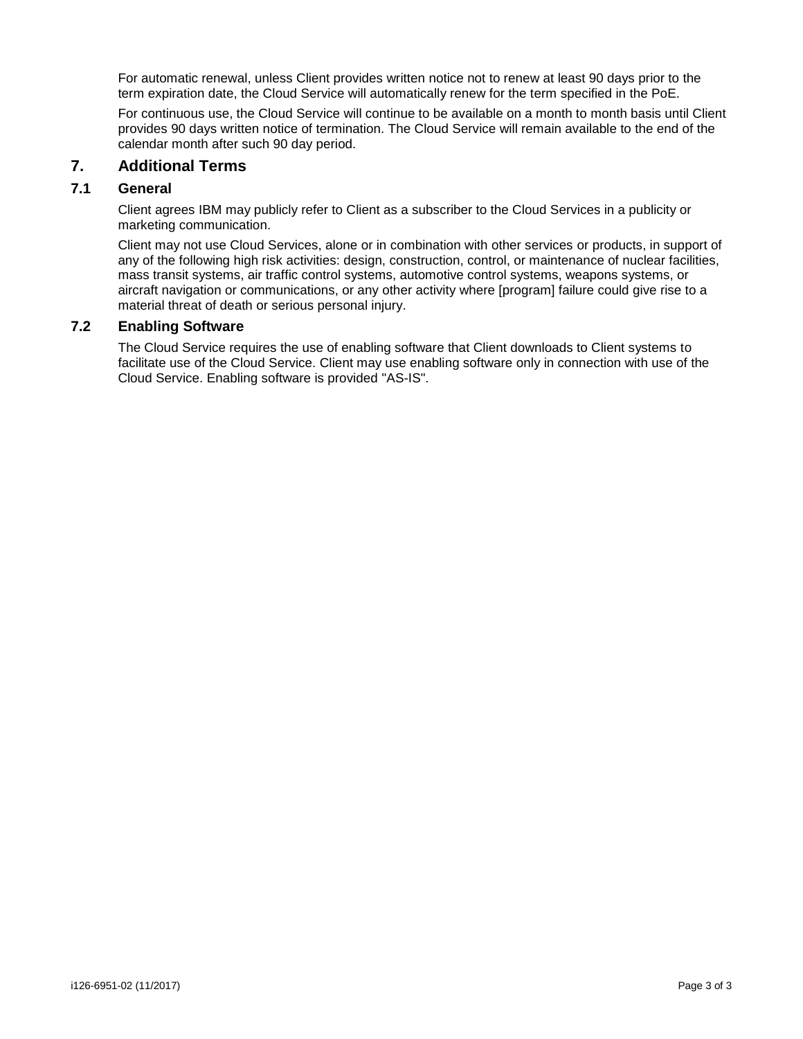For automatic renewal, unless Client provides written notice not to renew at least 90 days prior to the term expiration date, the Cloud Service will automatically renew for the term specified in the PoE.

For continuous use, the Cloud Service will continue to be available on a month to month basis until Client provides 90 days written notice of termination. The Cloud Service will remain available to the end of the calendar month after such 90 day period.

## 7. Additional Terms

### 7.1 General

Client agrees IBM may publicly refer to Client as a subscriber to the Cloud Services in a publicity or marketing communication.

Client may not use Cloud Services, alone or in combination with other services or products, in support of any of the following high risk activities: design, construction, control, or maintenance of nuclear facilities, mass transit systems, air traffic control systems, automotive control systems, weapons systems, or aircraft navigation or communications, or any other activity where [program] failure could give rise to a material threat of death or serious personal injury.

### 7.2 Enabling Software

The Cloud Service requires the use of enabling software that Client downloads to Client systems to facilitate use of the Cloud Service. Client may use enabling software only in connection with use of the Cloud Service. Enabling software is provided "AS-IS".